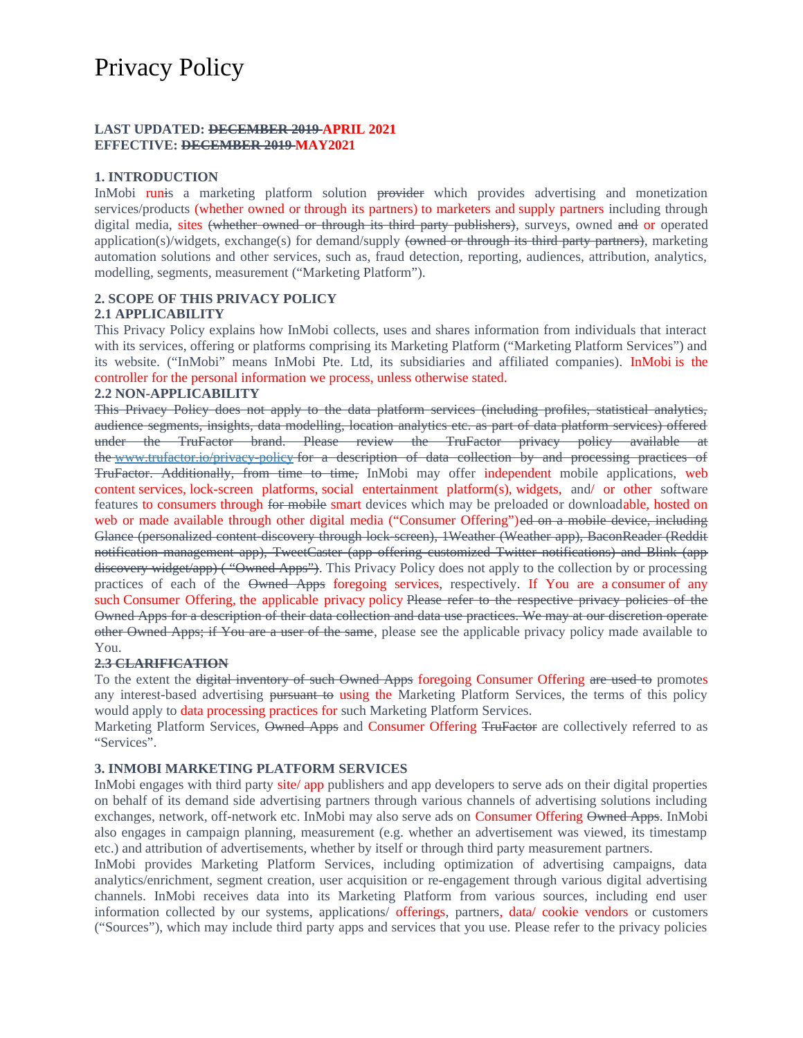# Privacy Policy

**LAST UPDATED: ~~DECEMBER 2019~~ APRIL 2021**
**EFFECTIVE: ~~DECEMBER 2019~~ MAY2021**

## 1. INTRODUCTION

InMobi run~~i~~s a marketing platform solution ~~provider~~ which provides advertising and monetization services/products (whether owned or through its partners) to marketers and supply partners including through digital media, sites ~~(whether owned or through its third party publishers)~~, surveys, owned ~~and~~ or operated application(s)/widgets, exchange(s) for demand/supply ~~(owned or through its third party partners)~~, marketing automation solutions and other services, such as, fraud detection, reporting, audiences, attribution, analytics, modelling, segments, measurement ("Marketing Platform").

## 2. SCOPE OF THIS PRIVACY POLICY

### 2.1 APPLICABILITY

This Privacy Policy explains how InMobi collects, uses and shares information from individuals that interact with its services, offering or platforms comprising its Marketing Platform ("Marketing Platform Services") and its website. ("InMobi" means InMobi Pte. Ltd, its subsidiaries and affiliated companies). InMobi is the controller for the personal information we process, unless otherwise stated.

### 2.2 NON-APPLICABILITY

~~This Privacy Policy does not apply to the data platform services (including profiles, statistical analytics, audience segments, insights, data modelling, location analytics etc. as part of data platform services) offered under the TruFactor brand. Please review the TruFactor privacy policy available at the www.trufactor.io/privacy-policy for a description of data collection by and processing practices of TruFactor. Additionally, from time to time,~~ InMobi may offer independent mobile applications, web content services, lock-screen platforms, social entertainment platform(s), widgets, and/ or other software features to consumers through ~~for mobile~~ smart devices which may be preloaded or downloadable, hosted on web or made available through other digital media ("Consumer Offering")~~ed on a mobile device, including Glance (personalized content discovery through lock-screen), 1Weather (Weather app), BaconReader (Reddit notification management app), TweetCaster (app offering customized Twitter notifications) and Blink (app discovery widget/app) ( "Owned Apps")~~. This Privacy Policy does not apply to the collection by or processing practices of each of the ~~Owned Apps~~ foregoing services, respectively. If You are a consumer of any such Consumer Offering, the applicable privacy policy ~~Please refer to the respective privacy policies of the Owned Apps for a description of their data collection and data use practices. We may at our discretion operate other Owned Apps; if You are a user of the same~~, please see the applicable privacy policy made available to You.

### ~~2.3 CLARIFICATION~~

To the extent the ~~digital inventory of such Owned Apps~~ foregoing Consumer Offering ~~are used to~~ promotes any interest-based advertising ~~pursuant to~~ using the Marketing Platform Services, the terms of this policy would apply to data processing practices for such Marketing Platform Services.

Marketing Platform Services, ~~Owned Apps~~ and Consumer Offering ~~TruFactor~~ are collectively referred to as "Services".

## 3. INMOBI MARKETING PLATFORM SERVICES

InMobi engages with third party site/ app publishers and app developers to serve ads on their digital properties on behalf of its demand side advertising partners through various channels of advertising solutions including exchanges, network, off-network etc. InMobi may also serve ads on Consumer Offering ~~Owned Apps~~. InMobi also engages in campaign planning, measurement (e.g. whether an advertisement was viewed, its timestamp etc.) and attribution of advertisements, whether by itself or through third party measurement partners.

InMobi provides Marketing Platform Services, including optimization of advertising campaigns, data analytics/enrichment, segment creation, user acquisition or re-engagement through various digital advertising channels. InMobi receives data into its Marketing Platform from various sources, including end user information collected by our systems, applications/ offerings, partners, data/ cookie vendors or customers ("Sources"), which may include third party apps and services that you use. Please refer to the privacy policies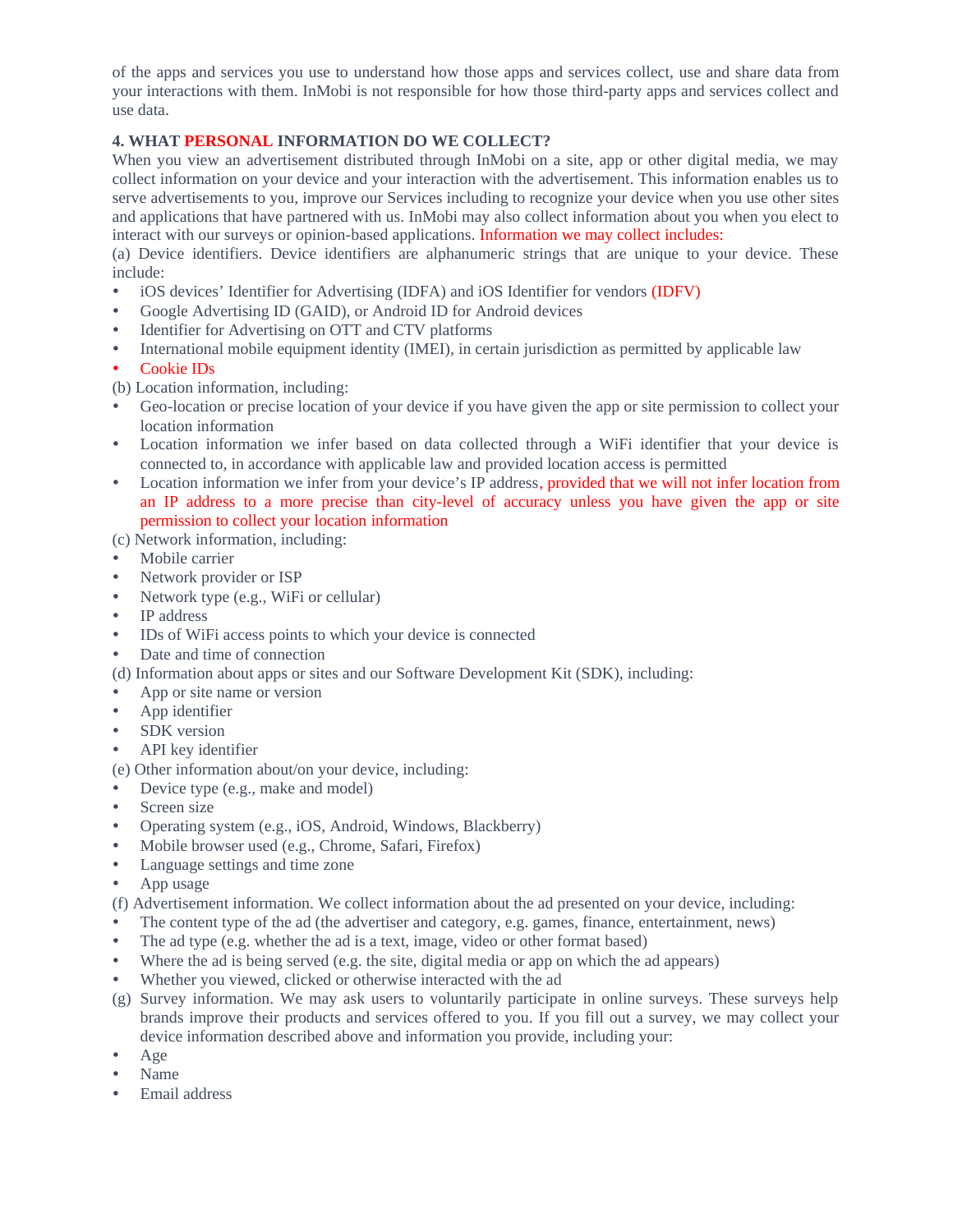of the apps and services you use to understand how those apps and services collect, use and share data from your interactions with them. InMobi is not responsible for how those third-party apps and services collect and use data.

**4. WHAT PERSONAL INFORMATION DO WE COLLECT?**

When you view an advertisement distributed through InMobi on a site, app or other digital media, we may collect information on your device and your interaction with the advertisement. This information enables us to serve advertisements to you, improve our Services including to recognize your device when you use other sites and applications that have partnered with us. InMobi may also collect information about you when you elect to interact with our surveys or opinion-based applications. Information we may collect includes:

(a) Device identifiers. Device identifiers are alphanumeric strings that are unique to your device. These include:

- iOS devices' Identifier for Advertising (IDFA) and iOS Identifier for vendors (IDFV)
- Google Advertising ID (GAID), or Android ID for Android devices
- Identifier for Advertising on OTT and CTV platforms
- International mobile equipment identity (IMEI), in certain jurisdiction as permitted by applicable law
- Cookie IDs

(b) Location information, including:

- Geo-location or precise location of your device if you have given the app or site permission to collect your location information
- Location information we infer based on data collected through a WiFi identifier that your device is connected to, in accordance with applicable law and provided location access is permitted
- Location information we infer from your device's IP address, provided that we will not infer location from an IP address to a more precise than city-level of accuracy unless you have given the app or site permission to collect your location information

(c) Network information, including:

- Mobile carrier
- Network provider or ISP
- Network type (e.g., WiFi or cellular)
- IP address
- IDs of WiFi access points to which your device is connected
- Date and time of connection

(d) Information about apps or sites and our Software Development Kit (SDK), including:

- App or site name or version
- App identifier
- SDK version
- API key identifier

(e) Other information about/on your device, including:

- Device type (e.g., make and model)
- Screen size
- Operating system (e.g., iOS, Android, Windows, Blackberry)
- Mobile browser used (e.g., Chrome, Safari, Firefox)
- Language settings and time zone
- App usage

(f) Advertisement information. We collect information about the ad presented on your device, including:

- The content type of the ad (the advertiser and category, e.g. games, finance, entertainment, news)
- The ad type (e.g. whether the ad is a text, image, video or other format based)
- Where the ad is being served (e.g. the site, digital media or app on which the ad appears)
- Whether you viewed, clicked or otherwise interacted with the ad

(g) Survey information. We may ask users to voluntarily participate in online surveys. These surveys help brands improve their products and services offered to you. If you fill out a survey, we may collect your device information described above and information you provide, including your:

- Age
- Name
- Email address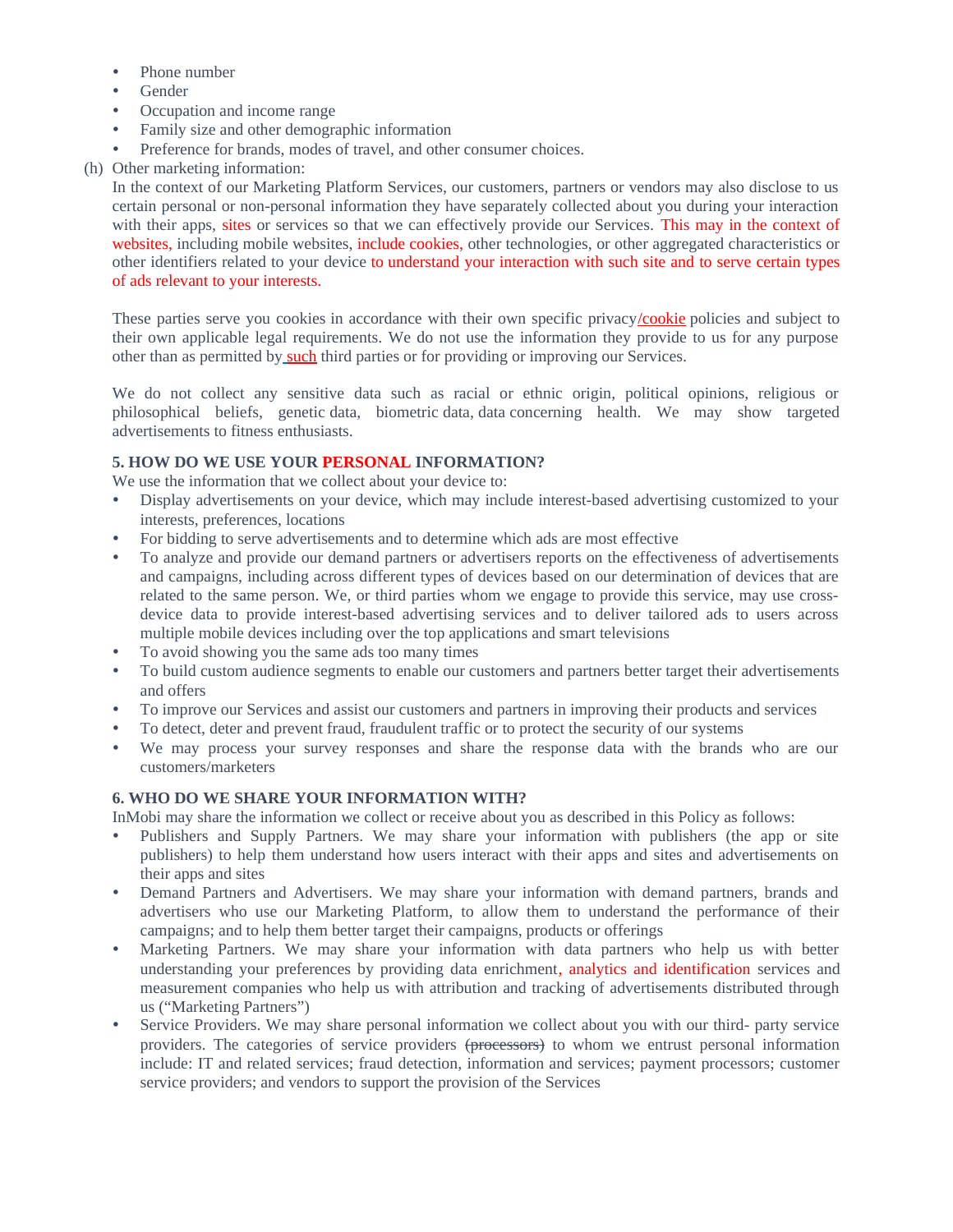- Phone number
- Gender
- Occupation and income range
- Family size and other demographic information
- Preference for brands, modes of travel, and other consumer choices.

(h) Other marketing information:

In the context of our Marketing Platform Services, our customers, partners or vendors may also disclose to us certain personal or non-personal information they have separately collected about you during your interaction with their apps, sites or services so that we can effectively provide our Services. This may in the context of websites, including mobile websites, include cookies, other technologies, or other aggregated characteristics or other identifiers related to your device to understand your interaction with such site and to serve certain types of ads relevant to your interests.

These parties serve you cookies in accordance with their own specific privacy/cookie policies and subject to their own applicable legal requirements. We do not use the information they provide to us for any purpose other than as permitted by such third parties or for providing or improving our Services.

We do not collect any sensitive data such as racial or ethnic origin, political opinions, religious or philosophical beliefs, genetic data, biometric data, data concerning health. We may show targeted advertisements to fitness enthusiasts.

**5. HOW DO WE USE YOUR PERSONAL INFORMATION?**

We use the information that we collect about your device to:

- Display advertisements on your device, which may include interest-based advertising customized to your interests, preferences, locations
- For bidding to serve advertisements and to determine which ads are most effective
- To analyze and provide our demand partners or advertisers reports on the effectiveness of advertisements and campaigns, including across different types of devices based on our determination of devices that are related to the same person. We, or third parties whom we engage to provide this service, may use cross-device data to provide interest-based advertising services and to deliver tailored ads to users across multiple mobile devices including over the top applications and smart televisions
- To avoid showing you the same ads too many times
- To build custom audience segments to enable our customers and partners better target their advertisements and offers
- To improve our Services and assist our customers and partners in improving their products and services
- To detect, deter and prevent fraud, fraudulent traffic or to protect the security of our systems
- We may process your survey responses and share the response data with the brands who are our customers/marketers

**6. WHO DO WE SHARE YOUR INFORMATION WITH?**

InMobi may share the information we collect or receive about you as described in this Policy as follows:

- Publishers and Supply Partners. We may share your information with publishers (the app or site publishers) to help them understand how users interact with their apps and sites and advertisements on their apps and sites
- Demand Partners and Advertisers. We may share your information with demand partners, brands and advertisers who use our Marketing Platform, to allow them to understand the performance of their campaigns; and to help them better target their campaigns, products or offerings
- Marketing Partners. We may share your information with data partners who help us with better understanding your preferences by providing data enrichment, analytics and identification services and measurement companies who help us with attribution and tracking of advertisements distributed through us ("Marketing Partners")
- Service Providers. We may share personal information we collect about you with our third- party service providers. The categories of service providers ~~(processors)~~ to whom we entrust personal information include: IT and related services; fraud detection, information and services; payment processors; customer service providers; and vendors to support the provision of the Services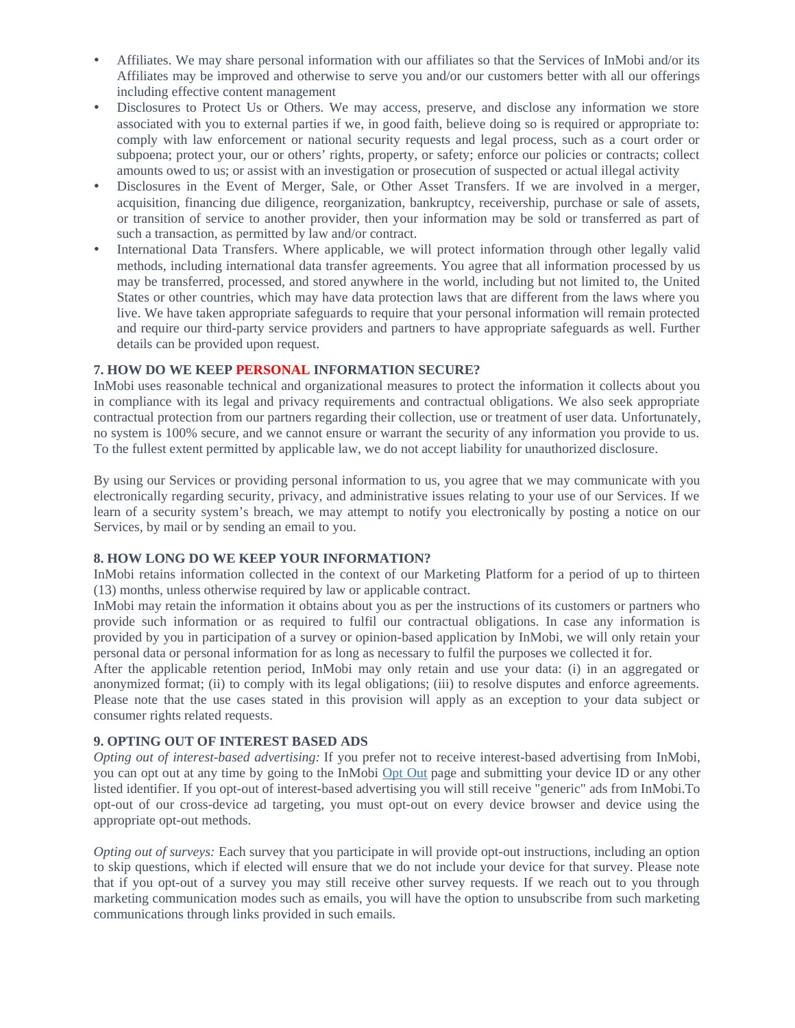- Affiliates. We may share personal information with our affiliates so that the Services of InMobi and/or its Affiliates may be improved and otherwise to serve you and/or our customers better with all our offerings including effective content management
- Disclosures to Protect Us or Others. We may access, preserve, and disclose any information we store associated with you to external parties if we, in good faith, believe doing so is required or appropriate to: comply with law enforcement or national security requests and legal process, such as a court order or subpoena; protect your, our or others' rights, property, or safety; enforce our policies or contracts; collect amounts owed to us; or assist with an investigation or prosecution of suspected or actual illegal activity
- Disclosures in the Event of Merger, Sale, or Other Asset Transfers. If we are involved in a merger, acquisition, financing due diligence, reorganization, bankruptcy, receivership, purchase or sale of assets, or transition of service to another provider, then your information may be sold or transferred as part of such a transaction, as permitted by law and/or contract.
- International Data Transfers. Where applicable, we will protect information through other legally valid methods, including international data transfer agreements. You agree that all information processed by us may be transferred, processed, and stored anywhere in the world, including but not limited to, the United States or other countries, which may have data protection laws that are different from the laws where you live. We have taken appropriate safeguards to require that your personal information will remain protected and require our third-party service providers and partners to have appropriate safeguards as well. Further details can be provided upon request.

**7. HOW DO WE KEEP PERSONAL INFORMATION SECURE?**

InMobi uses reasonable technical and organizational measures to protect the information it collects about you in compliance with its legal and privacy requirements and contractual obligations. We also seek appropriate contractual protection from our partners regarding their collection, use or treatment of user data. Unfortunately, no system is 100% secure, and we cannot ensure or warrant the security of any information you provide to us. To the fullest extent permitted by applicable law, we do not accept liability for unauthorized disclosure.

By using our Services or providing personal information to us, you agree that we may communicate with you electronically regarding security, privacy, and administrative issues relating to your use of our Services. If we learn of a security system's breach, we may attempt to notify you electronically by posting a notice on our Services, by mail or by sending an email to you.

**8. HOW LONG DO WE KEEP YOUR INFORMATION?**

InMobi retains information collected in the context of our Marketing Platform for a period of up to thirteen (13) months, unless otherwise required by law or applicable contract.

InMobi may retain the information it obtains about you as per the instructions of its customers or partners who provide such information or as required to fulfil our contractual obligations. In case any information is provided by you in participation of a survey or opinion-based application by InMobi, we will only retain your personal data or personal information for as long as necessary to fulfil the purposes we collected it for.

After the applicable retention period, InMobi may only retain and use your data: (i) in an aggregated or anonymized format; (ii) to comply with its legal obligations; (iii) to resolve disputes and enforce agreements. Please note that the use cases stated in this provision will apply as an exception to your data subject or consumer rights related requests.

**9. OPTING OUT OF INTEREST BASED ADS**

*Opting out of interest-based advertising:* If you prefer not to receive interest-based advertising from InMobi, you can opt out at any time by going to the InMobi [Opt Out] page and submitting your device ID or any other listed identifier. If you opt-out of interest-based advertising you will still receive "generic" ads from InMobi.To opt-out of our cross-device ad targeting, you must opt-out on every device browser and device using the appropriate opt-out methods.

*Opting out of surveys:* Each survey that you participate in will provide opt-out instructions, including an option to skip questions, which if elected will ensure that we do not include your device for that survey. Please note that if you opt-out of a survey you may still receive other survey requests. If we reach out to you through marketing communication modes such as emails, you will have the option to unsubscribe from such marketing communications through links provided in such emails.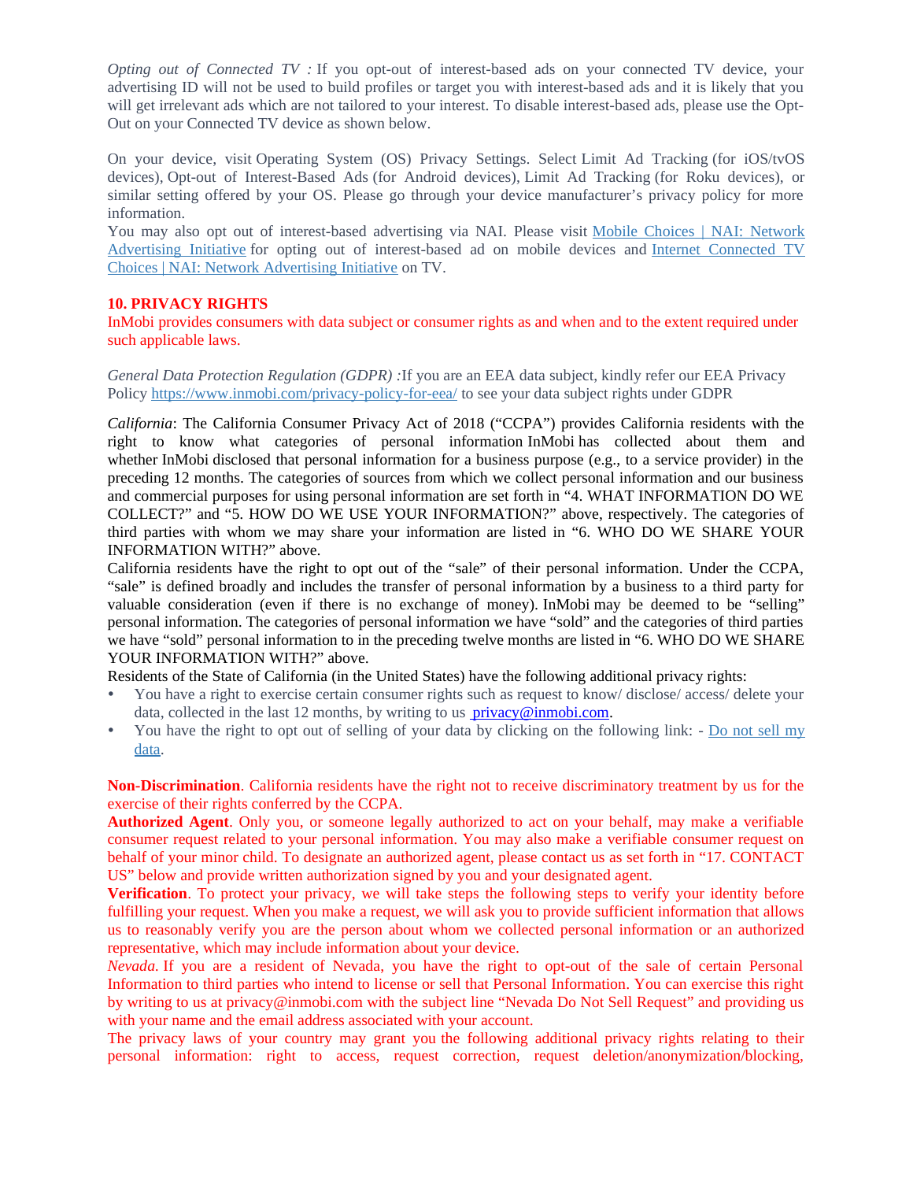*Opting out of Connected TV :* If you opt-out of interest-based ads on your connected TV device, your advertising ID will not be used to build profiles or target you with interest-based ads and it is likely that you will get irrelevant ads which are not tailored to your interest. To disable interest-based ads, please use the Opt-Out on your Connected TV device as shown below.

On your device, visit Operating System (OS) Privacy Settings. Select Limit Ad Tracking (for iOS/tvOS devices), Opt-out of Interest-Based Ads (for Android devices), Limit Ad Tracking (for Roku devices), or similar setting offered by your OS. Please go through your device manufacturer's privacy policy for more information.
You may also opt out of interest-based advertising via NAI. Please visit Mobile Choices | NAI: Network Advertising Initiative for opting out of interest-based ad on mobile devices and Internet Connected TV Choices | NAI: Network Advertising Initiative on TV.

## 10. PRIVACY RIGHTS

InMobi provides consumers with data subject or consumer rights as and when and to the extent required under such applicable laws.

*General Data Protection Regulation (GDPR) :*If you are an EEA data subject, kindly refer our EEA Privacy Policy https://www.inmobi.com/privacy-policy-for-eea/ to see your data subject rights under GDPR

*California*: The California Consumer Privacy Act of 2018 ("CCPA") provides California residents with the right to know what categories of personal information InMobi has collected about them and whether InMobi disclosed that personal information for a business purpose (e.g., to a service provider) in the preceding 12 months. The categories of sources from which we collect personal information and our business and commercial purposes for using personal information are set forth in "4. WHAT INFORMATION DO WE COLLECT?" and "5. HOW DO WE USE YOUR INFORMATION?" above, respectively. The categories of third parties with whom we may share your information are listed in "6. WHO DO WE SHARE YOUR INFORMATION WITH?" above.
California residents have the right to opt out of the "sale" of their personal information. Under the CCPA, "sale" is defined broadly and includes the transfer of personal information by a business to a third party for valuable consideration (even if there is no exchange of money). InMobi may be deemed to be "selling" personal information. The categories of personal information we have "sold" and the categories of third parties we have "sold" personal information to in the preceding twelve months are listed in "6. WHO DO WE SHARE YOUR INFORMATION WITH?" above.
Residents of the State of California (in the United States) have the following additional privacy rights:

- You have a right to exercise certain consumer rights such as request to know/ disclose/ access/ delete your data, collected in the last 12 months, by writing to us privacy@inmobi.com.
- You have the right to opt out of selling of your data by clicking on the following link: - Do not sell my data.

**Non-Discrimination**. California residents have the right not to receive discriminatory treatment by us for the exercise of their rights conferred by the CCPA.
**Authorized Agent**. Only you, or someone legally authorized to act on your behalf, may make a verifiable consumer request related to your personal information. You may also make a verifiable consumer request on behalf of your minor child. To designate an authorized agent, please contact us as set forth in "17. CONTACT US" below and provide written authorization signed by you and your designated agent.
**Verification**. To protect your privacy, we will take steps the following steps to verify your identity before fulfilling your request. When you make a request, we will ask you to provide sufficient information that allows us to reasonably verify you are the person about whom we collected personal information or an authorized representative, which may include information about your device.
*Nevada*. If you are a resident of Nevada, you have the right to opt-out of the sale of certain Personal Information to third parties who intend to license or sell that Personal Information. You can exercise this right by writing to us at privacy@inmobi.com with the subject line "Nevada Do Not Sell Request" and providing us with your name and the email address associated with your account.
The privacy laws of your country may grant you the following additional privacy rights relating to their personal information: right to access, request correction, request deletion/anonymization/blocking,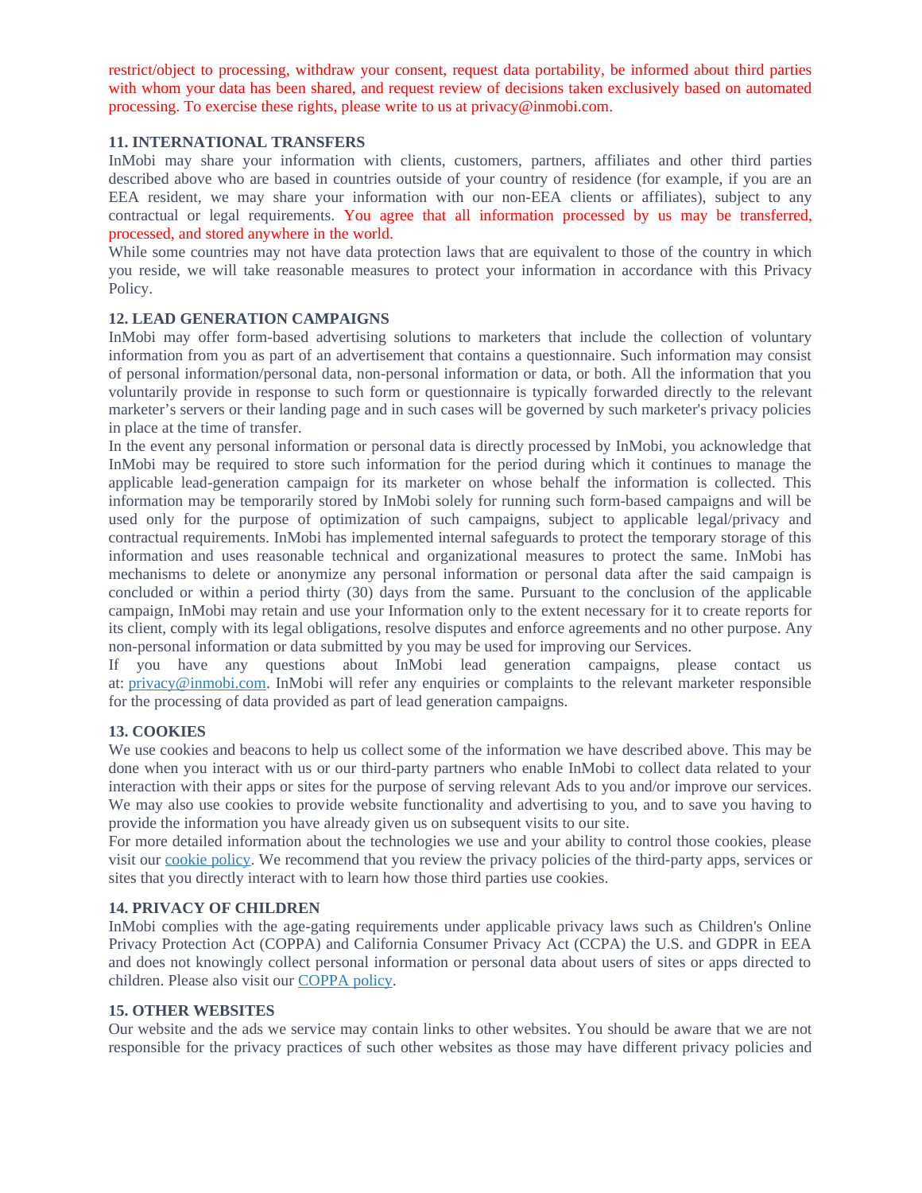restrict/object to processing, withdraw your consent, request data portability, be informed about third parties with whom your data has been shared, and request review of decisions taken exclusively based on automated processing. To exercise these rights, please write to us at privacy@inmobi.com.

**11. INTERNATIONAL TRANSFERS**

InMobi may share your information with clients, customers, partners, affiliates and other third parties described above who are based in countries outside of your country of residence (for example, if you are an EEA resident, we may share your information with our non-EEA clients or affiliates), subject to any contractual or legal requirements. You agree that all information processed by us may be transferred, processed, and stored anywhere in the world.

While some countries may not have data protection laws that are equivalent to those of the country in which you reside, we will take reasonable measures to protect your information in accordance with this Privacy Policy.

**12. LEAD GENERATION CAMPAIGNS**

InMobi may offer form-based advertising solutions to marketers that include the collection of voluntary information from you as part of an advertisement that contains a questionnaire. Such information may consist of personal information/personal data, non-personal information or data, or both. All the information that you voluntarily provide in response to such form or questionnaire is typically forwarded directly to the relevant marketer's servers or their landing page and in such cases will be governed by such marketer's privacy policies in place at the time of transfer.

In the event any personal information or personal data is directly processed by InMobi, you acknowledge that InMobi may be required to store such information for the period during which it continues to manage the applicable lead-generation campaign for its marketer on whose behalf the information is collected. This information may be temporarily stored by InMobi solely for running such form-based campaigns and will be used only for the purpose of optimization of such campaigns, subject to applicable legal/privacy and contractual requirements. InMobi has implemented internal safeguards to protect the temporary storage of this information and uses reasonable technical and organizational measures to protect the same. InMobi has mechanisms to delete or anonymize any personal information or personal data after the said campaign is concluded or within a period thirty (30) days from the same. Pursuant to the conclusion of the applicable campaign, InMobi may retain and use your Information only to the extent necessary for it to create reports for its client, comply with its legal obligations, resolve disputes and enforce agreements and no other purpose. Any non-personal information or data submitted by you may be used for improving our Services.

If you have any questions about InMobi lead generation campaigns, please contact us at: privacy@inmobi.com. InMobi will refer any enquiries or complaints to the relevant marketer responsible for the processing of data provided as part of lead generation campaigns.

**13. COOKIES**

We use cookies and beacons to help us collect some of the information we have described above. This may be done when you interact with us or our third-party partners who enable InMobi to collect data related to your interaction with their apps or sites for the purpose of serving relevant Ads to you and/or improve our services. We may also use cookies to provide website functionality and advertising to you, and to save you having to provide the information you have already given us on subsequent visits to our site.

For more detailed information about the technologies we use and your ability to control those cookies, please visit our cookie policy. We recommend that you review the privacy policies of the third-party apps, services or sites that you directly interact with to learn how those third parties use cookies.

**14. PRIVACY OF CHILDREN**

InMobi complies with the age-gating requirements under applicable privacy laws such as Children's Online Privacy Protection Act (COPPA) and California Consumer Privacy Act (CCPA) the U.S. and GDPR in EEA and does not knowingly collect personal information or personal data about users of sites or apps directed to children. Please also visit our COPPA policy.

**15. OTHER WEBSITES**

Our website and the ads we service may contain links to other websites. You should be aware that we are not responsible for the privacy practices of such other websites as those may have different privacy policies and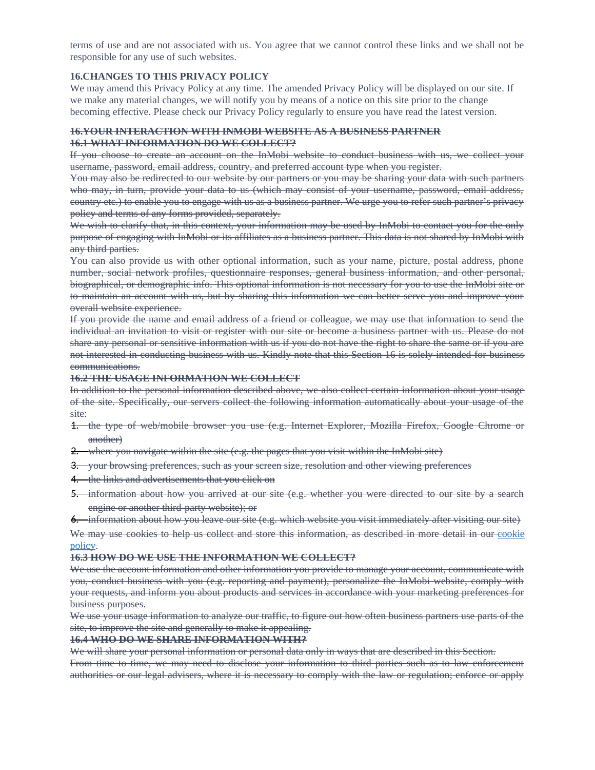terms of use and are not associated with us. You agree that we cannot control these links and we shall not be responsible for any use of such websites.

## 16.CHANGES TO THIS PRIVACY POLICY

We may amend this Privacy Policy at any time. The amended Privacy Policy will be displayed on our site. If we make any material changes, we will notify you by means of a notice on this site prior to the change becoming effective. Please check our Privacy Policy regularly to ensure you have read the latest version.

## ~~16.YOUR INTERACTION WITH INMOBI WEBSITE AS A BUSINESS PARTNER~~

### ~~16.1 WHAT INFORMATION DO WE COLLECT?~~

~~If you choose to create an account on the InMobi website to conduct business with us, we collect your username, password, email address, country, and preferred account type when you register.~~

~~You may also be redirected to our website by our partners or you may be sharing your data with such partners who may, in turn, provide your data to us (which may consist of your username, password, email address, country etc.) to enable you to engage with us as a business partner. We urge you to refer such partner's privacy policy and terms of any forms provided, separately.~~

~~We wish to clarify that, in this context, your information may be used by InMobi to contact you for the only purpose of engaging with InMobi or its affiliates as a business partner. This data is not shared by InMobi with any third parties.~~

~~You can also provide us with other optional information, such as your name, picture, postal address, phone number, social network profiles, questionnaire responses, general business information, and other personal, biographical, or demographic info. This optional information is not necessary for you to use the InMobi site or to maintain an account with us, but by sharing this information we can better serve you and improve your overall website experience.~~

~~If you provide the name and email address of a friend or colleague, we may use that information to send the individual an invitation to visit or register with our site or become a business partner with us. Please do not share any personal or sensitive information with us if you do not have the right to share the same or if you are not interested in conducting business with us. Kindly note that this Section 16 is solely intended for business communications.~~

### ~~16.2 THE USAGE INFORMATION WE COLLECT~~

~~In addition to the personal information described above, we also collect certain information about your usage of the site. Specifically, our servers collect the following information automatically about your usage of the site:~~

1. ~~the type of web/mobile browser you use (e.g. Internet Explorer, Mozilla Firefox, Google Chrome or another)~~
2. ~~where you navigate within the site (e.g. the pages that you visit within the InMobi site)~~
3. ~~your browsing preferences, such as your screen size, resolution and other viewing preferences~~
4. ~~the links and advertisements that you click on~~
5. ~~information about how you arrived at our site (e.g. whether you were directed to our site by a search engine or another third-party website); or~~
6. ~~information about how you leave our site (e.g. which website you visit immediately after visiting our site)~~

~~We may use cookies to help us collect and store this information, as described in more detail in our cookie policy.~~

### ~~16.3 HOW DO WE USE THE INFORMATION WE COLLECT?~~

~~We use the account information and other information you provide to manage your account, communicate with you, conduct business with you (e.g. reporting and payment), personalize the InMobi website, comply with your requests, and inform you about products and services in accordance with your marketing preferences for business purposes.~~

~~We use your usage information to analyze our traffic, to figure out how often business partners use parts of the site, to improve the site and generally to make it appealing.~~

### ~~16.4 WHO DO WE SHARE INFORMATION WITH?~~

~~We will share your personal information or personal data only in ways that are described in this Section.~~

~~From time to time, we may need to disclose your information to third parties such as to law enforcement authorities or our legal advisers, where it is necessary to comply with the law or regulation; enforce or apply~~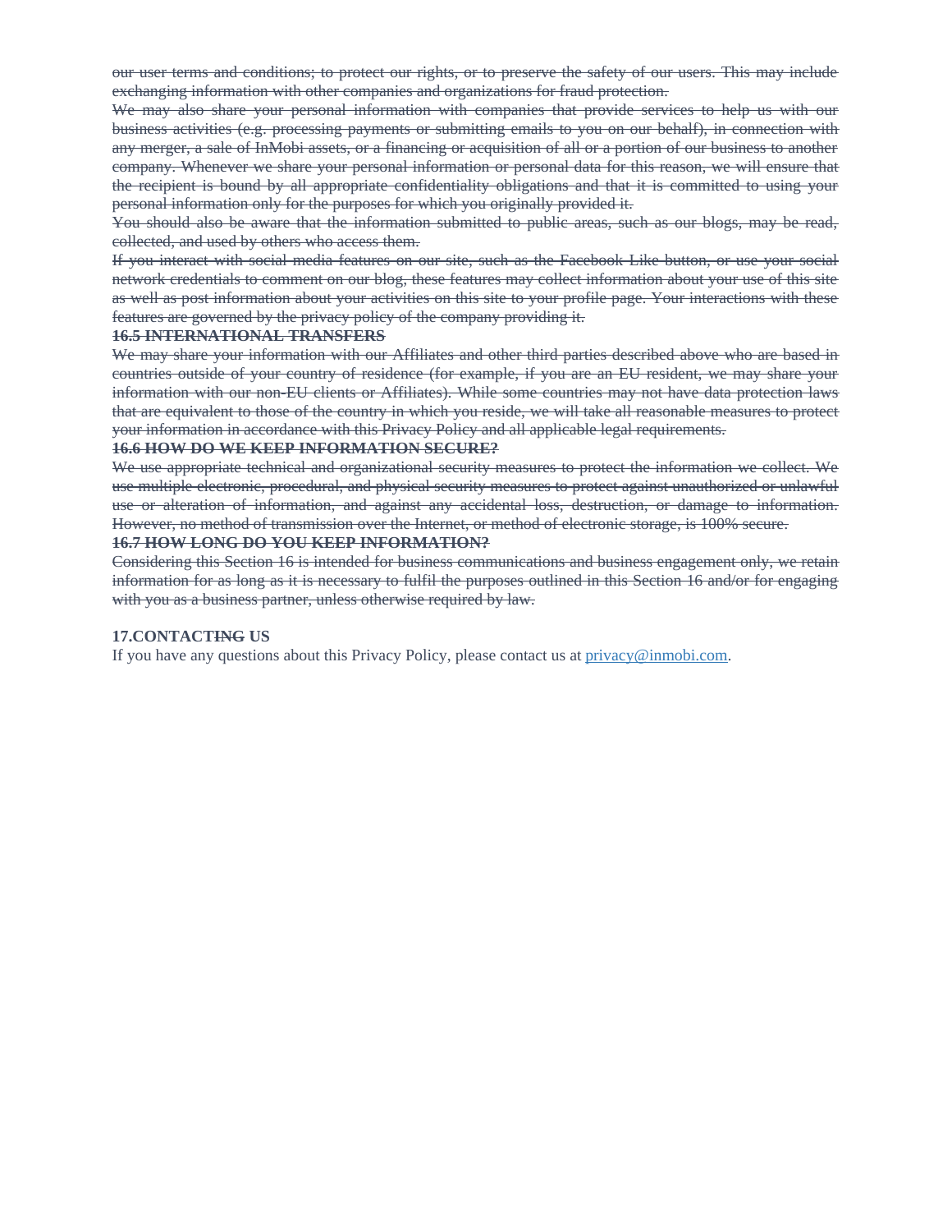~~our user terms and conditions; to protect our rights, or to preserve the safety of our users. This may include exchanging information with other companies and organizations for fraud protection.~~

~~We may also share your personal information with companies that provide services to help us with our business activities (e.g. processing payments or submitting emails to you on our behalf), in connection with any merger, a sale of InMobi assets, or a financing or acquisition of all or a portion of our business to another company. Whenever we share your personal information or personal data for this reason, we will ensure that the recipient is bound by all appropriate confidentiality obligations and that it is committed to using your personal information only for the purposes for which you originally provided it.~~

~~You should also be aware that the information submitted to public areas, such as our blogs, may be read, collected, and used by others who access them.~~

~~If you interact with social media features on our site, such as the Facebook Like button, or use your social network credentials to comment on our blog, these features may collect information about your use of this site as well as post information about your activities on this site to your profile page. Your interactions with these features are governed by the privacy policy of the company providing it.~~

**~~16.5 INTERNATIONAL TRANSFERS~~**

~~We may share your information with our Affiliates and other third parties described above who are based in countries outside of your country of residence (for example, if you are an EU resident, we may share your information with our non-EU clients or Affiliates). While some countries may not have data protection laws that are equivalent to those of the country in which you reside, we will take all reasonable measures to protect your information in accordance with this Privacy Policy and all applicable legal requirements.~~

**~~16.6 HOW DO WE KEEP INFORMATION SECURE?~~**

~~We use appropriate technical and organizational security measures to protect the information we collect. We use multiple electronic, procedural, and physical security measures to protect against unauthorized or unlawful use or alteration of information, and against any accidental loss, destruction, or damage to information. However, no method of transmission over the Internet, or method of electronic storage, is 100% secure.~~

**~~16.7 HOW LONG DO YOU KEEP INFORMATION?~~**

~~Considering this Section 16 is intended for business communications and business engagement only, we retain information for as long as it is necessary to fulfil the purposes outlined in this Section 16 and/or for engaging with you as a business partner, unless otherwise required by law.~~

**17.CONTACT~~ING~~ US**

If you have any questions about this Privacy Policy, please contact us at privacy@inmobi.com.